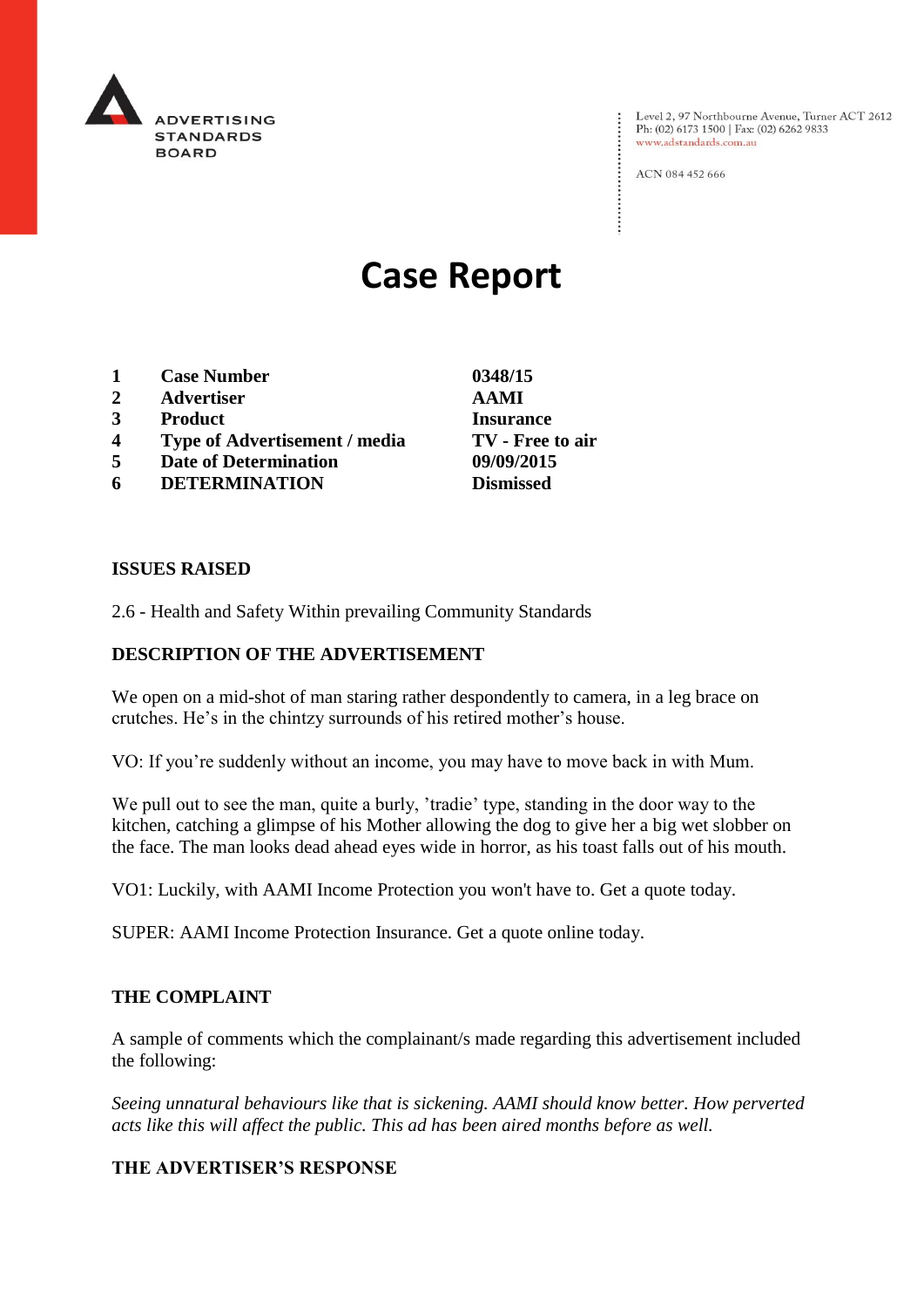ADVERTISING STANDARDS BOARD

Level 2, 97 Northbourne Avenue, Turner ACT 2612
Ph: (02) 6173 1500 | Fax: (02) 6262 9833
www.adstandards.com.au

ACN 084 452 666

# Case Report

| | | |
|---|---|---|
| 1 | **Case Number** | **0348/15** |
| 2 | **Advertiser** | **AAMI** |
| 3 | **Product** | **Insurance** |
| 4 | **Type of Advertisement / media** | **TV - Free to air** |
| 5 | **Date of Determination** | **09/09/2015** |
| 6 | **DETERMINATION** | **Dismissed** |

## ISSUES RAISED

2.6 - Health and Safety Within prevailing Community Standards

## DESCRIPTION OF THE ADVERTISEMENT

We open on a mid-shot of man staring rather despondently to camera, in a leg brace on crutches. He's in the chintzy surrounds of his retired mother's house.

VO: If you're suddenly without an income, you may have to move back in with Mum.

We pull out to see the man, quite a burly, 'tradie' type, standing in the door way to the kitchen, catching a glimpse of his Mother allowing the dog to give her a big wet slobber on the face. The man looks dead ahead eyes wide in horror, as his toast falls out of his mouth.

VO1: Luckily, with AAMI Income Protection you won't have to. Get a quote today.

SUPER: AAMI Income Protection Insurance. Get a quote online today.

## THE COMPLAINT

A sample of comments which the complainant/s made regarding this advertisement included the following:

*Seeing unnatural behaviours like that is sickening. AAMI should know better. How perverted acts like this will affect the public. This ad has been aired months before as well.*

## THE ADVERTISER'S RESPONSE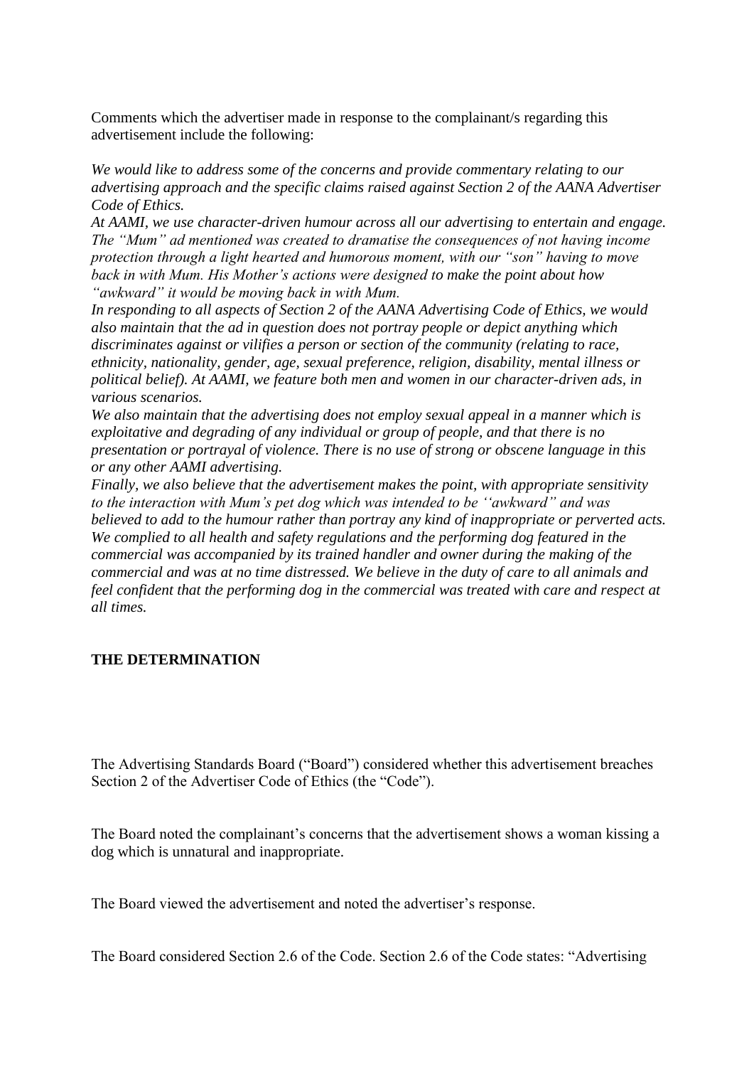Comments which the advertiser made in response to the complainant/s regarding this advertisement include the following:

*We would like to address some of the concerns and provide commentary relating to our advertising approach and the specific claims raised against Section 2 of the AANA Advertiser Code of Ethics.*

*At AAMI, we use character-driven humour across all our advertising to entertain and engage. The "Mum" ad mentioned was created to dramatise the consequences of not having income protection through a light hearted and humorous moment, with our "son" having to move back in with Mum. His Mother's actions were designed to make the point about how "awkward" it would be moving back in with Mum.*

*In responding to all aspects of Section 2 of the AANA Advertising Code of Ethics, we would also maintain that the ad in question does not portray people or depict anything which discriminates against or vilifies a person or section of the community (relating to race, ethnicity, nationality, gender, age, sexual preference, religion, disability, mental illness or political belief). At AAMI, we feature both men and women in our character-driven ads, in various scenarios.*

*We also maintain that the advertising does not employ sexual appeal in a manner which is exploitative and degrading of any individual or group of people, and that there is no presentation or portrayal of violence. There is no use of strong or obscene language in this or any other AAMI advertising.*

*Finally, we also believe that the advertisement makes the point, with appropriate sensitivity to the interaction with Mum's pet dog which was intended to be ''awkward" and was believed to add to the humour rather than portray any kind of inappropriate or perverted acts. We complied to all health and safety regulations and the performing dog featured in the commercial was accompanied by its trained handler and owner during the making of the commercial and was at no time distressed. We believe in the duty of care to all animals and feel confident that the performing dog in the commercial was treated with care and respect at all times.*

**THE DETERMINATION**

The Advertising Standards Board ("Board") considered whether this advertisement breaches Section 2 of the Advertiser Code of Ethics (the "Code").

The Board noted the complainant's concerns that the advertisement shows a woman kissing a dog which is unnatural and inappropriate.

The Board viewed the advertisement and noted the advertiser's response.

The Board considered Section 2.6 of the Code. Section 2.6 of the Code states: "Advertising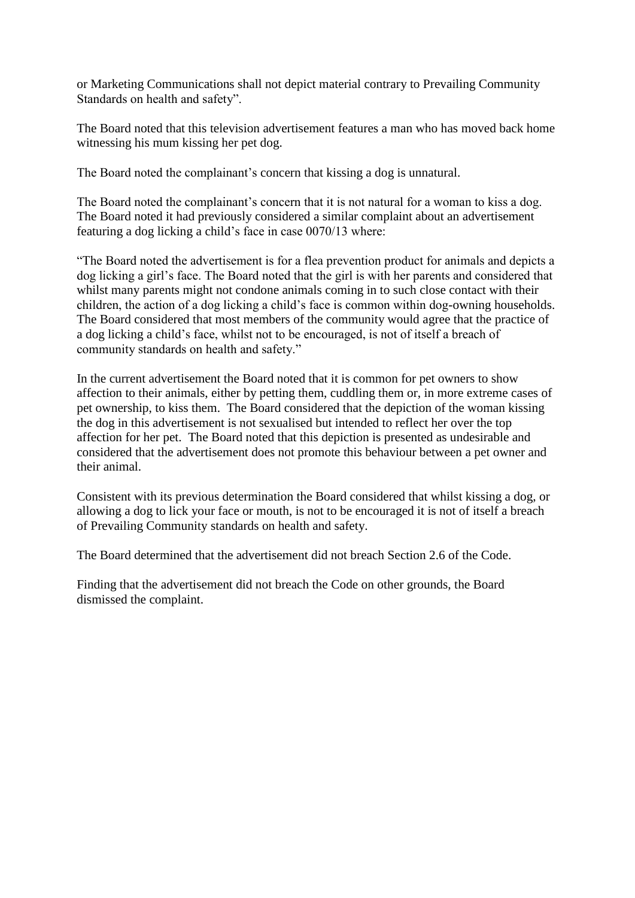or Marketing Communications shall not depict material contrary to Prevailing Community Standards on health and safety".

The Board noted that this television advertisement features a man who has moved back home witnessing his mum kissing her pet dog.

The Board noted the complainant's concern that kissing a dog is unnatural.

The Board noted the complainant's concern that it is not natural for a woman to kiss a dog. The Board noted it had previously considered a similar complaint about an advertisement featuring a dog licking a child's face in case 0070/13 where:

"The Board noted the advertisement is for a flea prevention product for animals and depicts a dog licking a girl's face. The Board noted that the girl is with her parents and considered that whilst many parents might not condone animals coming in to such close contact with their children, the action of a dog licking a child's face is common within dog-owning households. The Board considered that most members of the community would agree that the practice of a dog licking a child's face, whilst not to be encouraged, is not of itself a breach of community standards on health and safety."

In the current advertisement the Board noted that it is common for pet owners to show affection to their animals, either by petting them, cuddling them or, in more extreme cases of pet ownership, to kiss them. The Board considered that the depiction of the woman kissing the dog in this advertisement is not sexualised but intended to reflect her over the top affection for her pet. The Board noted that this depiction is presented as undesirable and considered that the advertisement does not promote this behaviour between a pet owner and their animal.

Consistent with its previous determination the Board considered that whilst kissing a dog, or allowing a dog to lick your face or mouth, is not to be encouraged it is not of itself a breach of Prevailing Community standards on health and safety.

The Board determined that the advertisement did not breach Section 2.6 of the Code.

Finding that the advertisement did not breach the Code on other grounds, the Board dismissed the complaint.